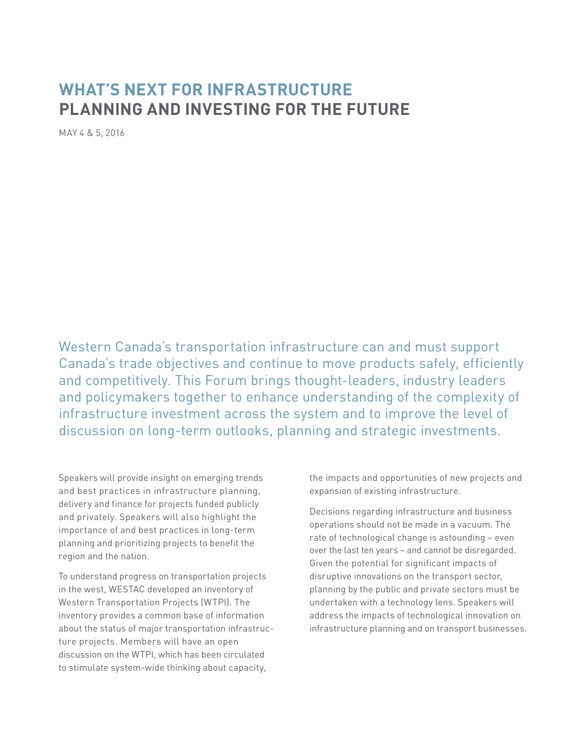# WHAT'S NEXT FOR INFRASTRUCTURE
## PLANNING AND INVESTING FOR THE FUTURE

MAY 4 & 5, 2016

Western Canada's transportation infrastructure can and must support Canada's trade objectives and continue to move products safely, efficiently and competitively. This Forum brings thought-leaders, industry leaders and policymakers together to enhance understanding of the complexity of infrastructure investment across the system and to improve the level of discussion on long-term outlooks, planning and strategic investments.

Speakers will provide insight on emerging trends and best practices in infrastructure planning, delivery and finance for projects funded publicly and privately. Speakers will also highlight the importance of and best practices in long-term planning and prioritizing projects to benefit the region and the nation.

To understand progress on transportation projects in the west, WESTAC developed an inventory of Western Transportation Projects (WTPI). The inventory provides a common base of information about the status of major transportation infrastructure projects. Members will have an open discussion on the WTPI, which has been circulated to stimulate system-wide thinking about capacity, the impacts and opportunities of new projects and expansion of existing infrastructure.

Decisions regarding infrastructure and business operations should not be made in a vacuum. The rate of technological change is astounding – even over the last ten years – and cannot be disregarded. Given the potential for significant impacts of disruptive innovations on the transport sector, planning by the public and private sectors must be undertaken with a technology lens. Speakers will address the impacts of technological innovation on infrastructure planning and on transport businesses.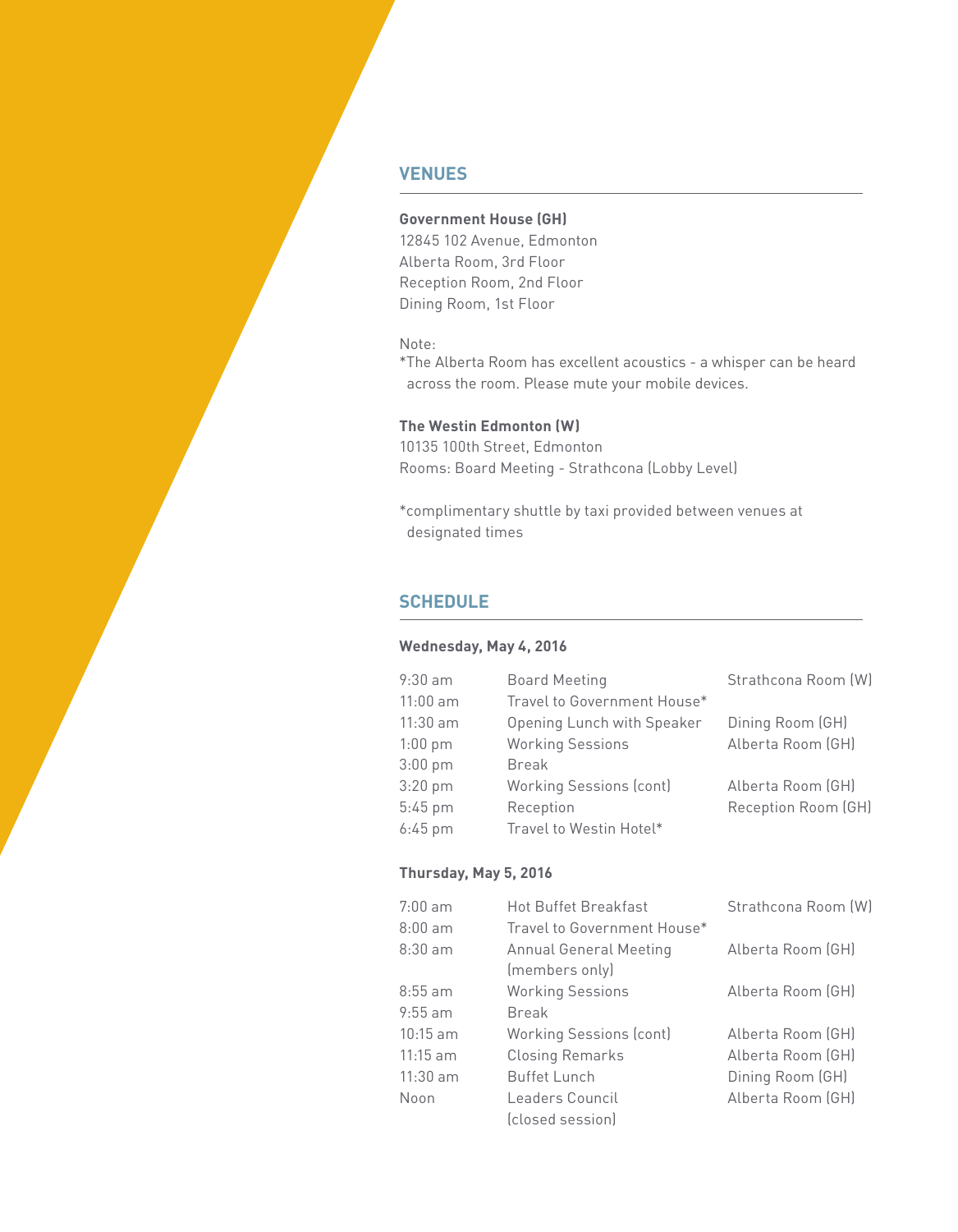## VENUES

**Government House (GH)**
12845 102 Avenue, Edmonton
Alberta Room, 3rd Floor
Reception Room, 2nd Floor
Dining Room, 1st Floor

Note:
*The Alberta Room has excellent acoustics - a whisper can be heard across the room. Please mute your mobile devices.

**The Westin Edmonton (W)**
10135 100th Street, Edmonton
Rooms: Board Meeting - Strathcona (Lobby Level)

*complimentary shuttle by taxi provided between venues at designated times

## SCHEDULE

**Wednesday, May 4, 2016**

| | | |
|---|---|---|
| 9:30 am | Board Meeting | Strathcona Room (W) |
| 11:00 am | Travel to Government House* | |
| 11:30 am | Opening Lunch with Speaker | Dining Room (GH) |
| 1:00 pm | Working Sessions | Alberta Room (GH) |
| 3:00 pm | Break | |
| 3:20 pm | Working Sessions (cont) | Alberta Room (GH) |
| 5:45 pm | Reception | Reception Room (GH) |
| 6:45 pm | Travel to Westin Hotel* | |

**Thursday, May 5, 2016**

| | | |
|---|---|---|
| 7:00 am | Hot Buffet Breakfast | Strathcona Room (W) |
| 8:00 am | Travel to Government House* | |
| 8:30 am | Annual General Meeting (members only) | Alberta Room (GH) |
| 8:55 am | Working Sessions | Alberta Room (GH) |
| 9:55 am | Break | |
| 10:15 am | Working Sessions (cont) | Alberta Room (GH) |
| 11:15 am | Closing Remarks | Alberta Room (GH) |
| 11:30 am | Buffet Lunch | Dining Room (GH) |
| Noon | Leaders Council (closed session) | Alberta Room (GH) |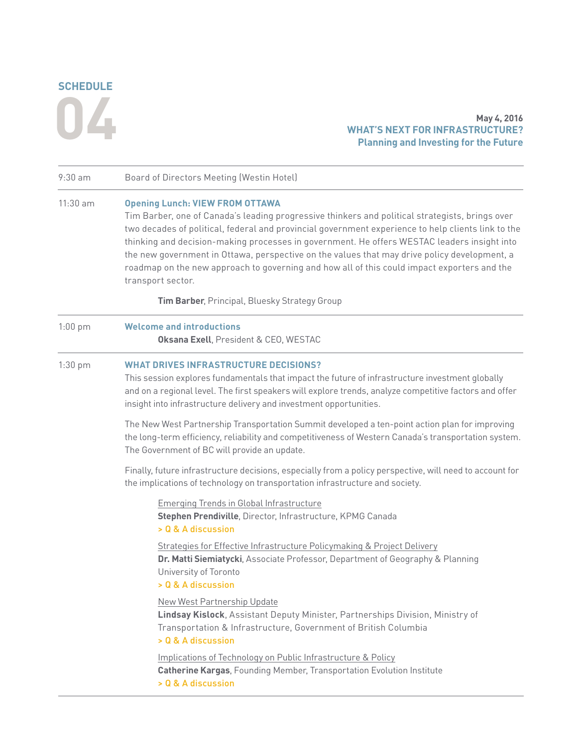# SCHEDULE 04

**May 4, 2016**

## WHAT'S NEXT FOR INFRASTRUCTURE?

### Planning and Investing for the Future

---

9:30 am — Board of Directors Meeting (Westin Hotel)

---

11:30 am — **Opening Lunch: VIEW FROM OTTAWA**

Tim Barber, one of Canada's leading progressive thinkers and political strategists, brings over two decades of political, federal and provincial government experience to help clients link to the thinking and decision-making processes in government. He offers WESTAC leaders insight into the new government in Ottawa, perspective on the values that may drive policy development, a roadmap on the new approach to governing and how all of this could impact exporters and the transport sector.

**Tim Barber**, Principal, Bluesky Strategy Group

---

1:00 pm — **Welcome and introductions**

**Oksana Exell**, President & CEO, WESTAC

---

1:30 pm — **WHAT DRIVES INFRASTRUCTURE DECISIONS?**

This session explores fundamentals that impact the future of infrastructure investment globally and on a regional level. The first speakers will explore trends, analyze competitive factors and offer insight into infrastructure delivery and investment opportunities.

The New West Partnership Transportation Summit developed a ten-point action plan for improving the long-term efficiency, reliability and competitiveness of Western Canada's transportation system. The Government of BC will provide an update.

Finally, future infrastructure decisions, especially from a policy perspective, will need to account for the implications of technology on transportation infrastructure and society.

Emerging Trends in Global Infrastructure
**Stephen Prendiville**, Director, Infrastructure, KPMG Canada
> Q & A discussion

Strategies for Effective Infrastructure Policymaking & Project Delivery
**Dr. Matti Siemiatycki**, Associate Professor, Department of Geography & Planning University of Toronto
> Q & A discussion

New West Partnership Update
**Lindsay Kislock**, Assistant Deputy Minister, Partnerships Division, Ministry of Transportation & Infrastructure, Government of British Columbia
> Q & A discussion

Implications of Technology on Public Infrastructure & Policy
**Catherine Kargas**, Founding Member, Transportation Evolution Institute
> Q & A discussion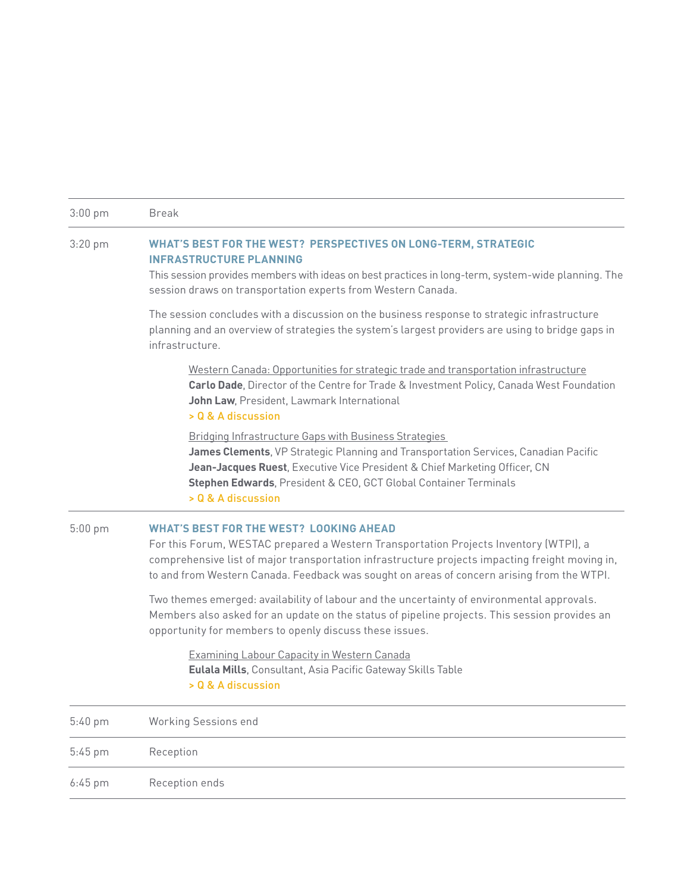| | |
|---|---|
| 3:00 pm | Break |
| 3:20 pm | **WHAT'S BEST FOR THE WEST? PERSPECTIVES ON LONG-TERM, STRATEGIC INFRASTRUCTURE PLANNING** |
| 5:00 pm | **WHAT'S BEST FOR THE WEST? LOOKING AHEAD** |
| 5:40 pm | Working Sessions end |
| 5:45 pm | Reception |
| 6:45 pm | Reception ends |

## 3:20 pm — WHAT'S BEST FOR THE WEST? PERSPECTIVES ON LONG-TERM, STRATEGIC INFRASTRUCTURE PLANNING

This session provides members with ideas on best practices in long-term, system-wide planning. The session draws on transportation experts from Western Canada.

The session concludes with a discussion on the business response to strategic infrastructure planning and an overview of strategies the system's largest providers are using to bridge gaps in infrastructure.

Western Canada: Opportunities for strategic trade and transportation infrastructure
**Carlo Dade**, Director of the Centre for Trade & Investment Policy, Canada West Foundation
**John Law**, President, Lawmark International
> Q & A discussion

Bridging Infrastructure Gaps with Business Strategies
**James Clements**, VP Strategic Planning and Transportation Services, Canadian Pacific
**Jean-Jacques Ruest**, Executive Vice President & Chief Marketing Officer, CN
**Stephen Edwards**, President & CEO, GCT Global Container Terminals
> Q & A discussion

## 5:00 pm — WHAT'S BEST FOR THE WEST? LOOKING AHEAD

For this Forum, WESTAC prepared a Western Transportation Projects Inventory (WTPI), a comprehensive list of major transportation infrastructure projects impacting freight moving in, to and from Western Canada. Feedback was sought on areas of concern arising from the WTPI.

Two themes emerged: availability of labour and the uncertainty of environmental approvals. Members also asked for an update on the status of pipeline projects. This session provides an opportunity for members to openly discuss these issues.

Examining Labour Capacity in Western Canada
**Eulala Mills**, Consultant, Asia Pacific Gateway Skills Table
> Q & A discussion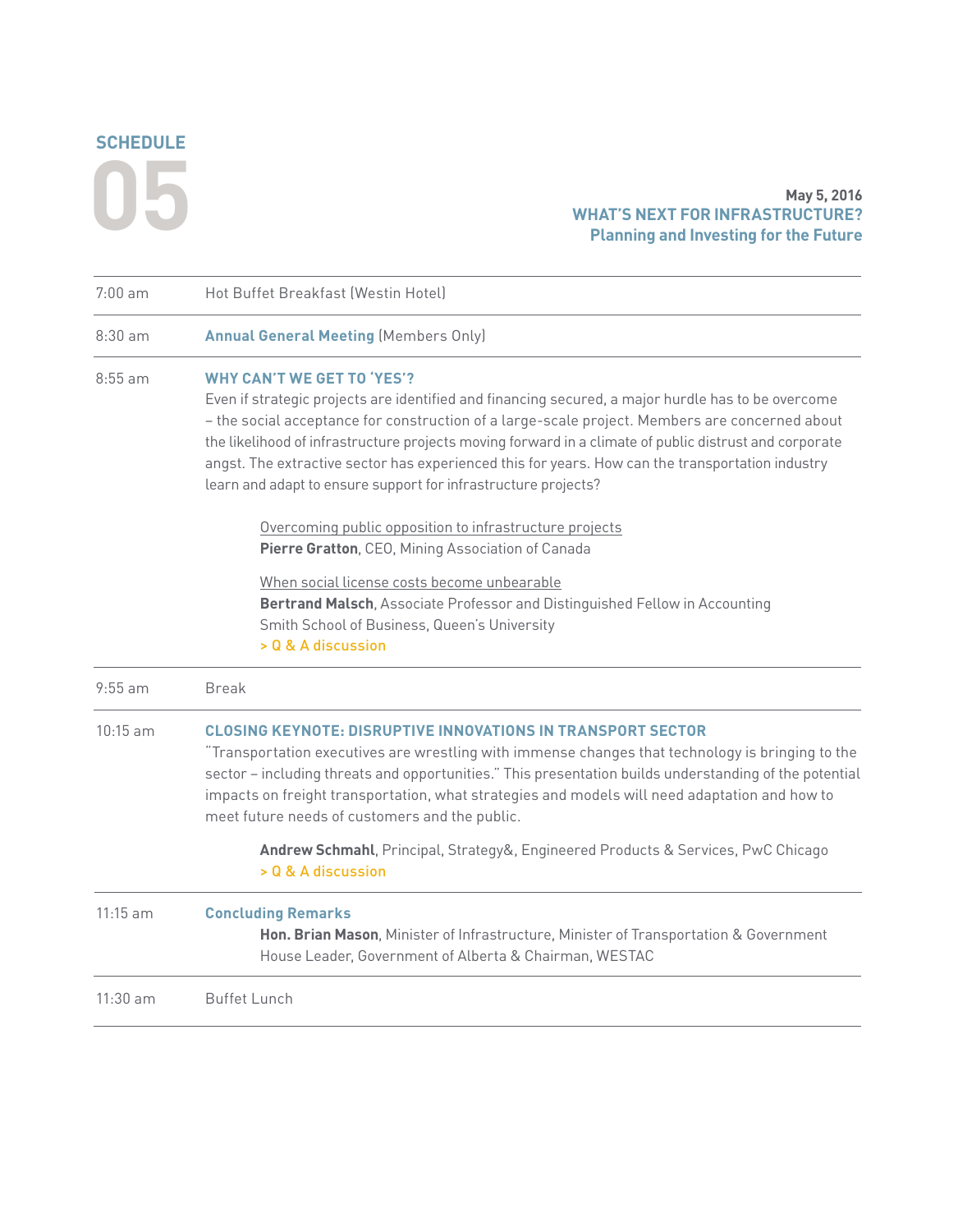# SCHEDULE 05

**May 5, 2016**
**WHAT'S NEXT FOR INFRASTRUCTURE?**
**Planning and Investing for the Future**

---

7:00 am — Hot Buffet Breakfast (Westin Hotel)

---

8:30 am — **Annual General Meeting** (Members Only)

---

8:55 am — **WHY CAN'T WE GET TO 'YES'?**

Even if strategic projects are identified and financing secured, a major hurdle has to be overcome – the social acceptance for construction of a large-scale project. Members are concerned about the likelihood of infrastructure projects moving forward in a climate of public distrust and corporate angst. The extractive sector has experienced this for years. How can the transportation industry learn and adapt to ensure support for infrastructure projects?

Overcoming public opposition to infrastructure projects
**Pierre Gratton**, CEO, Mining Association of Canada

When social license costs become unbearable
**Bertrand Malsch**, Associate Professor and Distinguished Fellow in Accounting
Smith School of Business, Queen's University
> Q & A discussion

---

9:55 am — Break

---

10:15 am — **CLOSING KEYNOTE: DISRUPTIVE INNOVATIONS IN TRANSPORT SECTOR**

"Transportation executives are wrestling with immense changes that technology is bringing to the sector – including threats and opportunities." This presentation builds understanding of the potential impacts on freight transportation, what strategies and models will need adaptation and how to meet future needs of customers and the public.

**Andrew Schmahl**, Principal, Strategy&, Engineered Products & Services, PwC Chicago
> Q & A discussion

---

11:15 am — **Concluding Remarks**

**Hon. Brian Mason**, Minister of Infrastructure, Minister of Transportation & Government House Leader, Government of Alberta & Chairman, WESTAC

---

11:30 am — Buffet Lunch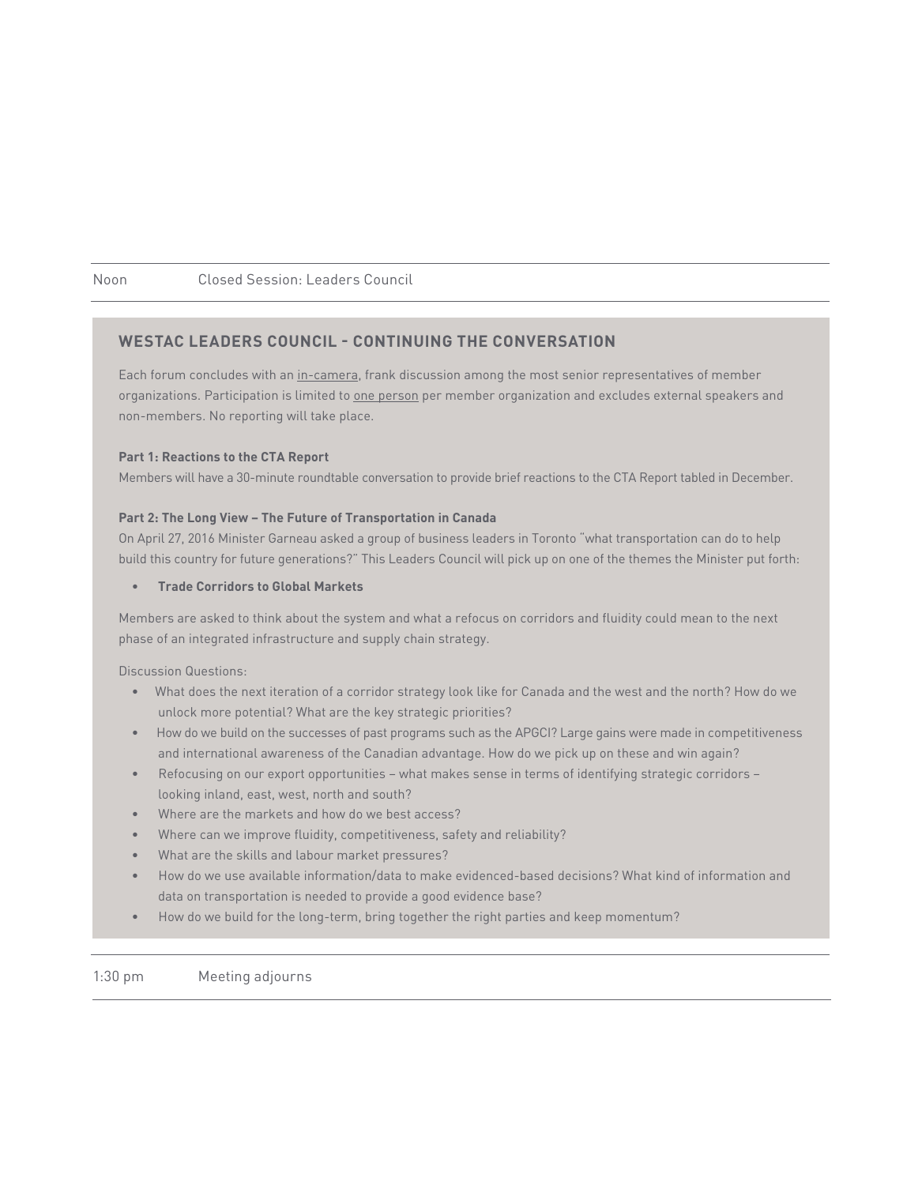| | |
|---|---|
| Noon | Closed Session: Leaders Council |

## WESTAC LEADERS COUNCIL - CONTINUING THE CONVERSATION

Each forum concludes with an in-camera, frank discussion among the most senior representatives of member organizations. Participation is limited to one person per member organization and excludes external speakers and non-members. No reporting will take place.

**Part 1: Reactions to the CTA Report**

Members will have a 30-minute roundtable conversation to provide brief reactions to the CTA Report tabled in December.

**Part 2: The Long View – The Future of Transportation in Canada**

On April 27, 2016 Minister Garneau asked a group of business leaders in Toronto "what transportation can do to help build this country for future generations?" This Leaders Council will pick up on one of the themes the Minister put forth:

- **Trade Corridors to Global Markets**

Members are asked to think about the system and what a refocus on corridors and fluidity could mean to the next phase of an integrated infrastructure and supply chain strategy.

Discussion Questions:

- What does the next iteration of a corridor strategy look like for Canada and the west and the north? How do we unlock more potential? What are the key strategic priorities?
- How do we build on the successes of past programs such as the APGCI? Large gains were made in competitiveness and international awareness of the Canadian advantage. How do we pick up on these and win again?
- Refocusing on our export opportunities – what makes sense in terms of identifying strategic corridors – looking inland, east, west, north and south?
- Where are the markets and how do we best access?
- Where can we improve fluidity, competitiveness, safety and reliability?
- What are the skills and labour market pressures?
- How do we use available information/data to make evidenced-based decisions? What kind of information and data on transportation is needed to provide a good evidence base?
- How do we build for the long-term, bring together the right parties and keep momentum?

| | |
|---|---|
| 1:30 pm | Meeting adjourns |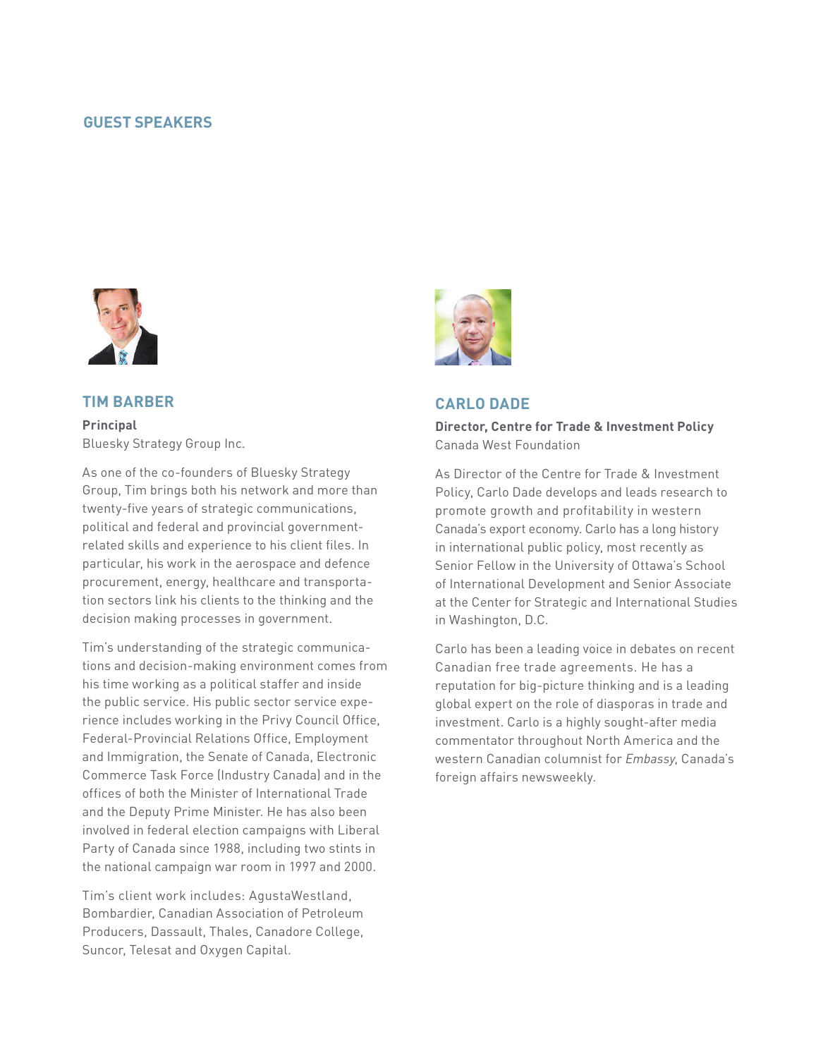## GUEST SPEAKERS

### TIM BARBER

**Principal**
Bluesky Strategy Group Inc.

As one of the co-founders of Bluesky Strategy Group, Tim brings both his network and more than twenty-five years of strategic communications, political and federal and provincial government-related skills and experience to his client files. In particular, his work in the aerospace and defence procurement, energy, healthcare and transportation sectors link his clients to the thinking and the decision making processes in government.

Tim's understanding of the strategic communications and decision-making environment comes from his time working as a political staffer and inside the public service. His public sector service experience includes working in the Privy Council Office, Federal-Provincial Relations Office, Employment and Immigration, the Senate of Canada, Electronic Commerce Task Force (Industry Canada) and in the offices of both the Minister of International Trade and the Deputy Prime Minister. He has also been involved in federal election campaigns with Liberal Party of Canada since 1988, including two stints in the national campaign war room in 1997 and 2000.

Tim's client work includes: AgustaWestland, Bombardier, Canadian Association of Petroleum Producers, Dassault, Thales, Canadore College, Suncor, Telesat and Oxygen Capital.

### CARLO DADE

**Director, Centre for Trade & Investment Policy**
Canada West Foundation

As Director of the Centre for Trade & Investment Policy, Carlo Dade develops and leads research to promote growth and profitability in western Canada's export economy. Carlo has a long history in international public policy, most recently as Senior Fellow in the University of Ottawa's School of International Development and Senior Associate at the Center for Strategic and International Studies in Washington, D.C.

Carlo has been a leading voice in debates on recent Canadian free trade agreements. He has a reputation for big-picture thinking and is a leading global expert on the role of diasporas in trade and investment. Carlo is a highly sought-after media commentator throughout North America and the western Canadian columnist for *Embassy*, Canada's foreign affairs newsweekly.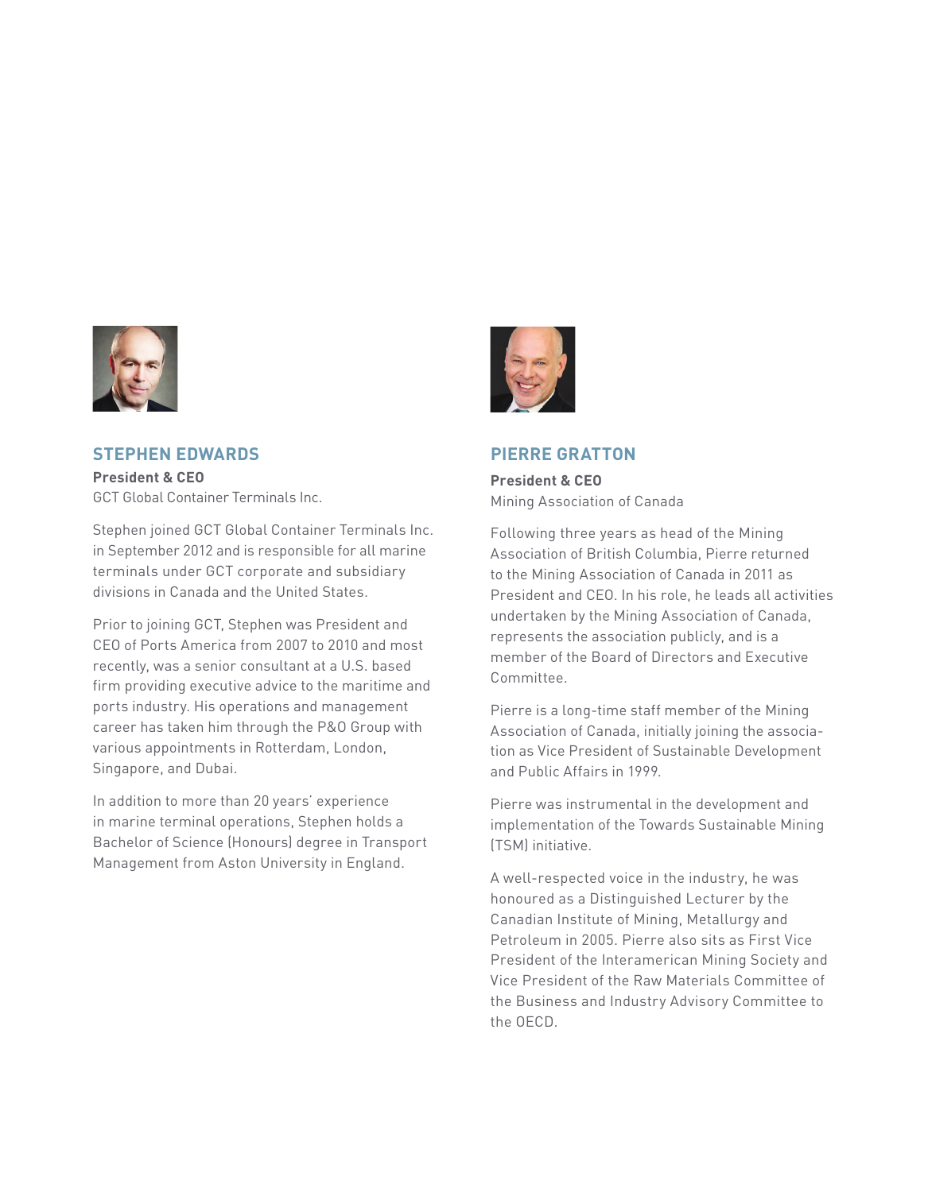## STEPHEN EDWARDS

**President & CEO**
GCT Global Container Terminals Inc.

Stephen joined GCT Global Container Terminals Inc. in September 2012 and is responsible for all marine terminals under GCT corporate and subsidiary divisions in Canada and the United States.

Prior to joining GCT, Stephen was President and CEO of Ports America from 2007 to 2010 and most recently, was a senior consultant at a U.S. based firm providing executive advice to the maritime and ports industry. His operations and management career has taken him through the P&O Group with various appointments in Rotterdam, London, Singapore, and Dubai.

In addition to more than 20 years' experience in marine terminal operations, Stephen holds a Bachelor of Science (Honours) degree in Transport Management from Aston University in England.

## PIERRE GRATTON

**President & CEO**
Mining Association of Canada

Following three years as head of the Mining Association of British Columbia, Pierre returned to the Mining Association of Canada in 2011 as President and CEO. In his role, he leads all activities undertaken by the Mining Association of Canada, represents the association publicly, and is a member of the Board of Directors and Executive Committee.

Pierre is a long-time staff member of the Mining Association of Canada, initially joining the association as Vice President of Sustainable Development and Public Affairs in 1999.

Pierre was instrumental in the development and implementation of the Towards Sustainable Mining (TSM) initiative.

A well-respected voice in the industry, he was honoured as a Distinguished Lecturer by the Canadian Institute of Mining, Metallurgy and Petroleum in 2005. Pierre also sits as First Vice President of the Interamerican Mining Society and Vice President of the Raw Materials Committee of the Business and Industry Advisory Committee to the OECD.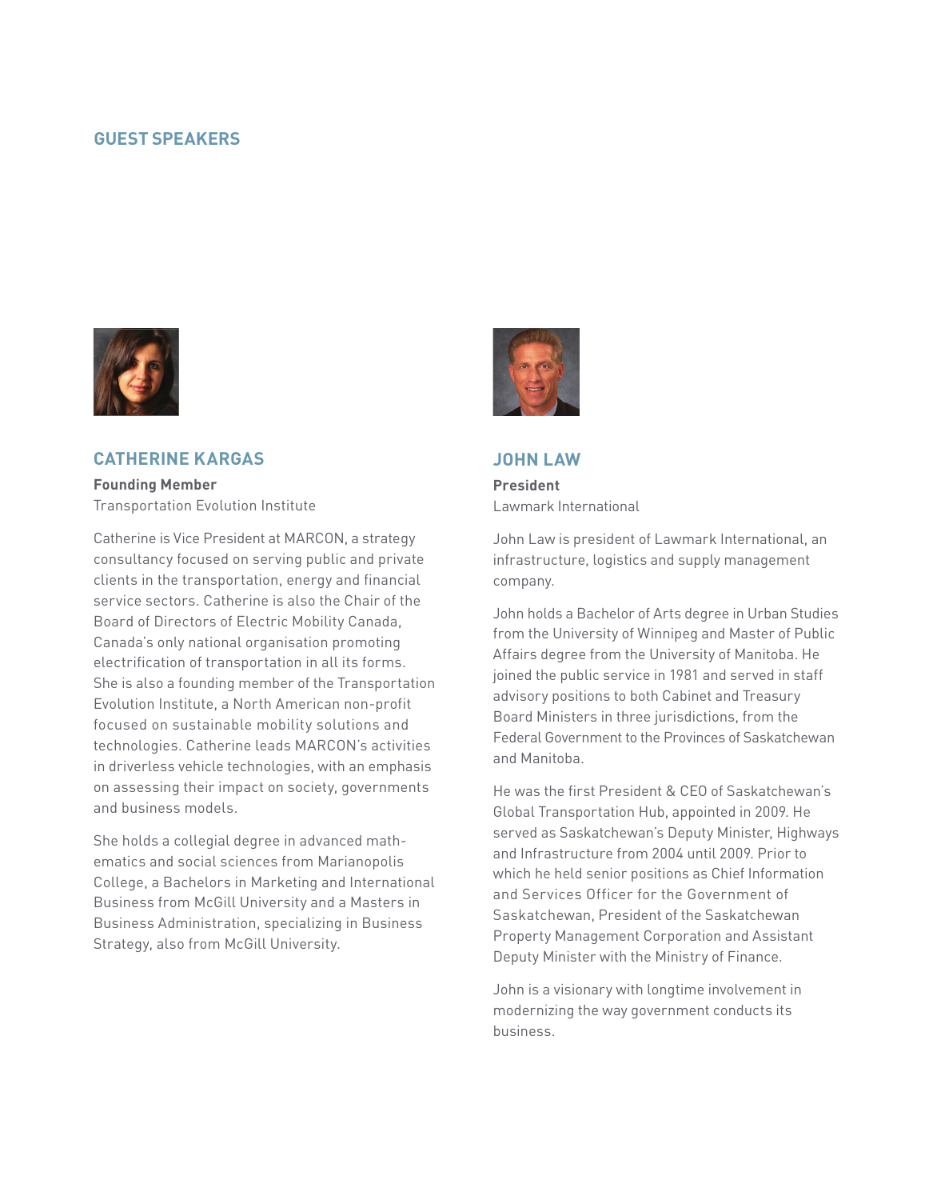## GUEST SPEAKERS

### CATHERINE KARGAS

**Founding Member**
Transportation Evolution Institute

Catherine is Vice President at MARCON, a strategy consultancy focused on serving public and private clients in the transportation, energy and financial service sectors. Catherine is also the Chair of the Board of Directors of Electric Mobility Canada, Canada's only national organisation promoting electrification of transportation in all its forms. She is also a founding member of the Transportation Evolution Institute, a North American non-profit focused on sustainable mobility solutions and technologies. Catherine leads MARCON's activities in driverless vehicle technologies, with an emphasis on assessing their impact on society, governments and business models.

She holds a collegial degree in advanced mathematics and social sciences from Marianopolis College, a Bachelors in Marketing and International Business from McGill University and a Masters in Business Administration, specializing in Business Strategy, also from McGill University.

### JOHN LAW

**President**
Lawmark International

John Law is president of Lawmark International, an infrastructure, logistics and supply management company.

John holds a Bachelor of Arts degree in Urban Studies from the University of Winnipeg and Master of Public Affairs degree from the University of Manitoba. He joined the public service in 1981 and served in staff advisory positions to both Cabinet and Treasury Board Ministers in three jurisdictions, from the Federal Government to the Provinces of Saskatchewan and Manitoba.

He was the first President & CEO of Saskatchewan's Global Transportation Hub, appointed in 2009. He served as Saskatchewan's Deputy Minister, Highways and Infrastructure from 2004 until 2009. Prior to which he held senior positions as Chief Information and Services Officer for the Government of Saskatchewan, President of the Saskatchewan Property Management Corporation and Assistant Deputy Minister with the Ministry of Finance.

John is a visionary with longtime involvement in modernizing the way government conducts its business.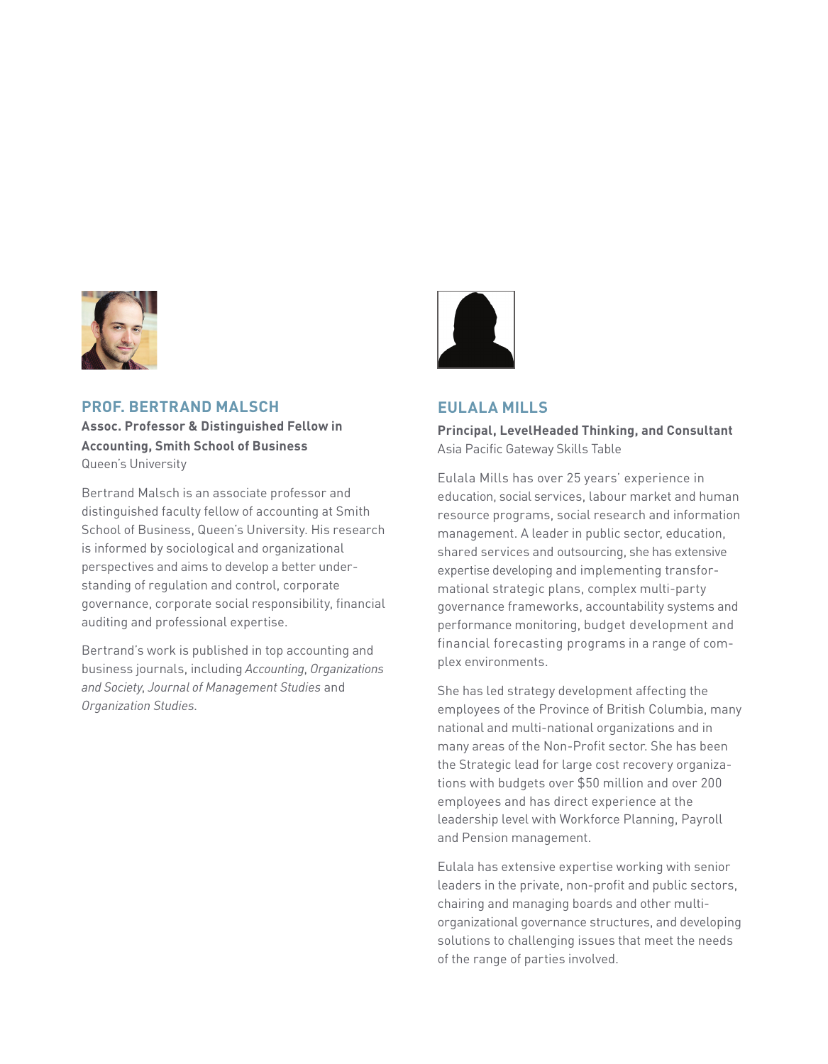## PROF. BERTRAND MALSCH

**Assoc. Professor & Distinguished Fellow in Accounting, Smith School of Business**
Queen's University

Bertrand Malsch is an associate professor and distinguished faculty fellow of accounting at Smith School of Business, Queen's University. His research is informed by sociological and organizational perspectives and aims to develop a better understanding of regulation and control, corporate governance, corporate social responsibility, financial auditing and professional expertise.

Bertrand's work is published in top accounting and business journals, including *Accounting, Organizations and Society*, *Journal of Management Studies* and *Organization Studies*.

## EULALA MILLS

**Principal, LevelHeaded Thinking, and Consultant**
Asia Pacific Gateway Skills Table

Eulala Mills has over 25 years' experience in education, social services, labour market and human resource programs, social research and information management. A leader in public sector, education, shared services and outsourcing, she has extensive expertise developing and implementing transformational strategic plans, complex multi-party governance frameworks, accountability systems and performance monitoring, budget development and financial forecasting programs in a range of complex environments.

She has led strategy development affecting the employees of the Province of British Columbia, many national and multi-national organizations and in many areas of the Non-Profit sector. She has been the Strategic lead for large cost recovery organizations with budgets over $50 million and over 200 employees and has direct experience at the leadership level with Workforce Planning, Payroll and Pension management.

Eulala has extensive expertise working with senior leaders in the private, non-profit and public sectors, chairing and managing boards and other multi-organizational governance structures, and developing solutions to challenging issues that meet the needs of the range of parties involved.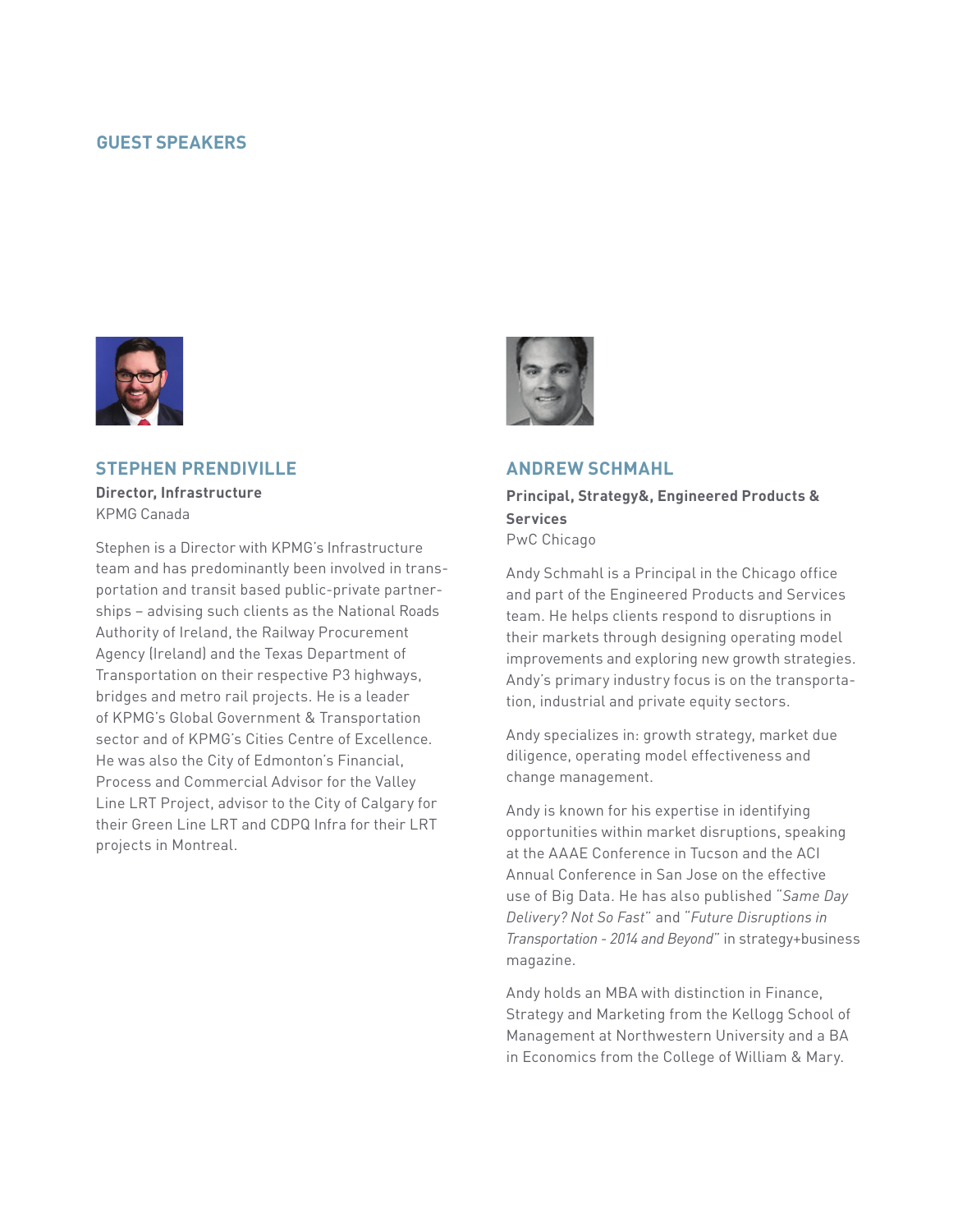## GUEST SPEAKERS

### STEPHEN PRENDIVILLE

**Director, Infrastructure**
KPMG Canada

Stephen is a Director with KPMG's Infrastructure team and has predominantly been involved in transportation and transit based public-private partnerships – advising such clients as the National Roads Authority of Ireland, the Railway Procurement Agency (Ireland) and the Texas Department of Transportation on their respective P3 highways, bridges and metro rail projects. He is a leader of KPMG's Global Government & Transportation sector and of KPMG's Cities Centre of Excellence. He was also the City of Edmonton's Financial, Process and Commercial Advisor for the Valley Line LRT Project, advisor to the City of Calgary for their Green Line LRT and CDPQ Infra for their LRT projects in Montreal.

### ANDREW SCHMAHL

**Principal, Strategy&, Engineered Products & Services**
PwC Chicago

Andy Schmahl is a Principal in the Chicago office and part of the Engineered Products and Services team. He helps clients respond to disruptions in their markets through designing operating model improvements and exploring new growth strategies. Andy's primary industry focus is on the transportation, industrial and private equity sectors.

Andy specializes in: growth strategy, market due diligence, operating model effectiveness and change management.

Andy is known for his expertise in identifying opportunities within market disruptions, speaking at the AAAE Conference in Tucson and the ACI Annual Conference in San Jose on the effective use of Big Data. He has also published "*Same Day Delivery? Not So Fast*" and "*Future Disruptions in Transportation - 2014 and Beyond*" in strategy+business magazine.

Andy holds an MBA with distinction in Finance, Strategy and Marketing from the Kellogg School of Management at Northwestern University and a BA in Economics from the College of William & Mary.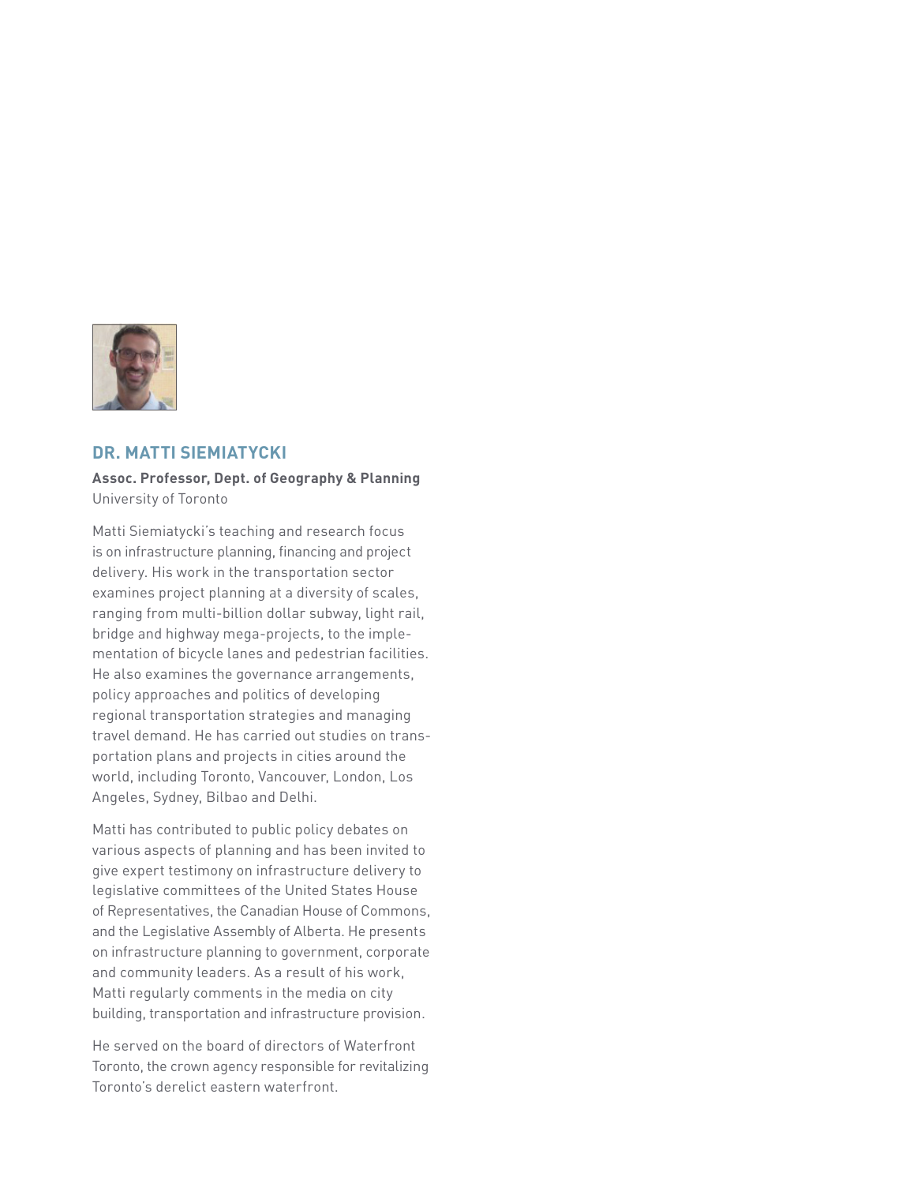## DR. MATTI SIEMIATYCKI

**Assoc. Professor, Dept. of Geography & Planning**
University of Toronto

Matti Siemiatycki's teaching and research focus is on infrastructure planning, financing and project delivery. His work in the transportation sector examines project planning at a diversity of scales, ranging from multi-billion dollar subway, light rail, bridge and highway mega-projects, to the implementation of bicycle lanes and pedestrian facilities. He also examines the governance arrangements, policy approaches and politics of developing regional transportation strategies and managing travel demand. He has carried out studies on transportation plans and projects in cities around the world, including Toronto, Vancouver, London, Los Angeles, Sydney, Bilbao and Delhi.

Matti has contributed to public policy debates on various aspects of planning and has been invited to give expert testimony on infrastructure delivery to legislative committees of the United States House of Representatives, the Canadian House of Commons, and the Legislative Assembly of Alberta. He presents on infrastructure planning to government, corporate and community leaders. As a result of his work, Matti regularly comments in the media on city building, transportation and infrastructure provision.

He served on the board of directors of Waterfront Toronto, the crown agency responsible for revitalizing Toronto's derelict eastern waterfront.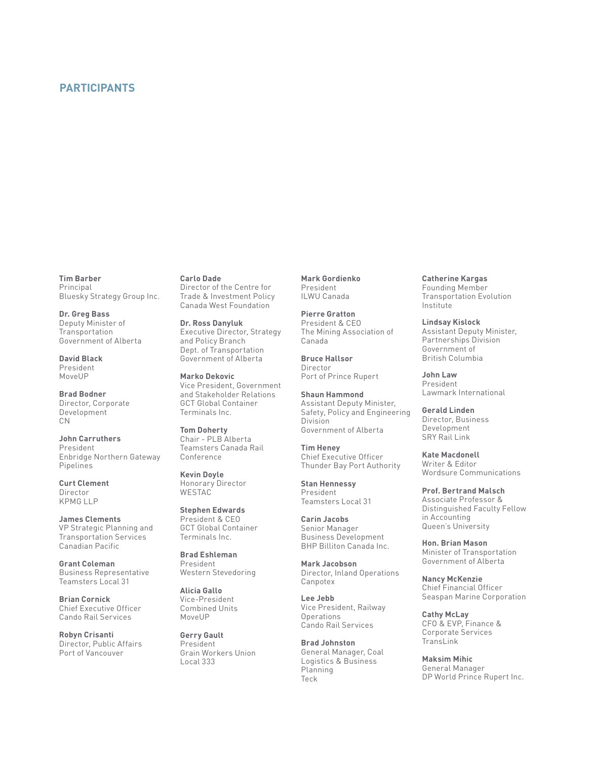## PARTICIPANTS

**Tim Barber**
Principal
Bluesky Strategy Group Inc.

**Dr. Greg Bass**
Deputy Minister of Transportation
Government of Alberta

**David Black**
President
MoveUP

**Brad Bodner**
Director, Corporate Development
CN

**John Carruthers**
President
Enbridge Northern Gateway Pipelines

**Curt Clement**
Director
KPMG LLP

**James Clements**
VP Strategic Planning and Transportation Services
Canadian Pacific

**Grant Coleman**
Business Representative
Teamsters Local 31

**Brian Cornick**
Chief Executive Officer
Cando Rail Services

**Robyn Crisanti**
Director, Public Affairs
Port of Vancouver

**Carlo Dade**
Director of the Centre for Trade & Investment Policy
Canada West Foundation

**Dr. Ross Danyluk**
Executive Director, Strategy and Policy Branch
Dept. of Transportation
Government of Alberta

**Marko Dekovic**
Vice President, Government and Stakeholder Relations
GCT Global Container Terminals Inc.

**Tom Doherty**
Chair - PLB Alberta
Teamsters Canada Rail Conference

**Kevin Doyle**
Honorary Director
WESTAC

**Stephen Edwards**
President & CEO
GCT Global Container Terminals Inc.

**Brad Eshleman**
President
Western Stevedoring

**Alicia Gallo**
Vice-President
Combined Units
MoveUP

**Gerry Gault**
President
Grain Workers Union Local 333

**Mark Gordienko**
President
ILWU Canada

**Pierre Gratton**
President & CEO
The Mining Association of Canada

**Bruce Hallsor**
Director
Port of Prince Rupert

**Shaun Hammond**
Assistant Deputy Minister, Safety, Policy and Engineering Division
Government of Alberta

**Tim Heney**
Chief Executive Officer
Thunder Bay Port Authority

**Stan Hennessy**
President
Teamsters Local 31

**Carin Jacobs**
Senior Manager
Business Development
BHP Billiton Canada Inc.

**Mark Jacobson**
Director, Inland Operations
Canpotex

**Lee Jebb**
Vice President, Railway Operations
Cando Rail Services

**Brad Johnston**
General Manager, Coal Logistics & Business Planning
Teck

**Catherine Kargas**
Founding Member
Transportation Evolution Institute

**Lindsay Kislock**
Assistant Deputy Minister, Partnerships Division
Government of British Columbia

**John Law**
President
Lawmark International

**Gerald Linden**
Director, Business Development
SRY Rail Link

**Kate Macdonell**
Writer & Editor
Wordsure Communications

**Prof. Bertrand Malsch**
Associate Professor & Distinguished Faculty Fellow in Accounting
Queen's University

**Hon. Brian Mason**
Minister of Transportation
Government of Alberta

**Nancy McKenzie**
Chief Financial Officer
Seaspan Marine Corporation

**Cathy McLay**
CFO & EVP, Finance & Corporate Services
TransLink

**Maksim Mihic**
General Manager
DP World Prince Rupert Inc.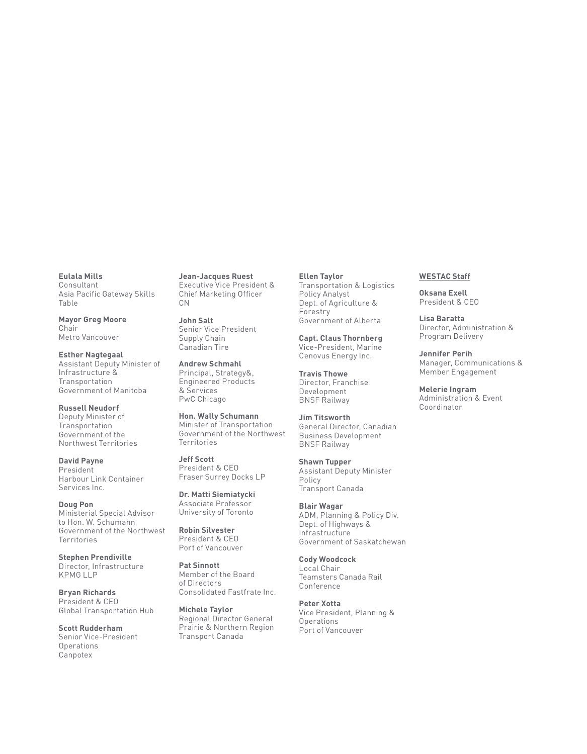**Eulala Mills**
Consultant
Asia Pacific Gateway Skills Table

**Mayor Greg Moore**
Chair
Metro Vancouver

**Esther Nagtegaal**
Assistant Deputy Minister of Infrastructure & Transportation
Government of Manitoba

**Russell Neudorf**
Deputy Minister of Transportation
Government of the Northwest Territories

**David Payne**
President
Harbour Link Container Services Inc.

**Doug Pon**
Ministerial Special Advisor to Hon. W. Schumann
Government of the Northwest Territories

**Stephen Prendiville**
Director, Infrastructure
KPMG LLP

**Bryan Richards**
President & CEO
Global Transportation Hub

**Scott Rudderham**
Senior Vice-President Operations
Canpotex

**Jean-Jacques Ruest**
Executive Vice President & Chief Marketing Officer
CN

**John Salt**
Senior Vice President Supply Chain
Canadian Tire

**Andrew Schmahl**
Principal, Strategy&, Engineered Products & Services
PwC Chicago

**Hon. Wally Schumann**
Minister of Transportation
Government of the Northwest Territories

**Jeff Scott**
President & CEO
Fraser Surrey Docks LP

**Dr. Matti Siemiatycki**
Associate Professor
University of Toronto

**Robin Silvester**
President & CEO
Port of Vancouver

**Pat Sinnott**
Member of the Board of Directors
Consolidated Fastfrate Inc.

**Michele Taylor**
Regional Director General
Prairie & Northern Region
Transport Canada

**Ellen Taylor**
Transportation & Logistics Policy Analyst
Dept. of Agriculture & Forestry
Government of Alberta

**Capt. Claus Thornberg**
Vice-President, Marine
Cenovus Energy Inc.

**Travis Thowe**
Director, Franchise Development
BNSF Railway

**Jim Titsworth**
General Director, Canadian Business Development
BNSF Railway

**Shawn Tupper**
Assistant Deputy Minister Policy
Transport Canada

**Blair Wagar**
ADM, Planning & Policy Div.
Dept. of Highways & Infrastructure
Government of Saskatchewan

**Cody Woodcock**
Local Chair
Teamsters Canada Rail Conference

**Peter Xotta**
Vice President, Planning & Operations
Port of Vancouver

**WESTAC Staff**

**Oksana Exell**
President & CEO

**Lisa Baratta**
Director, Administration & Program Delivery

**Jennifer Perih**
Manager, Communications & Member Engagement

**Melerie Ingram**
Administration & Event Coordinator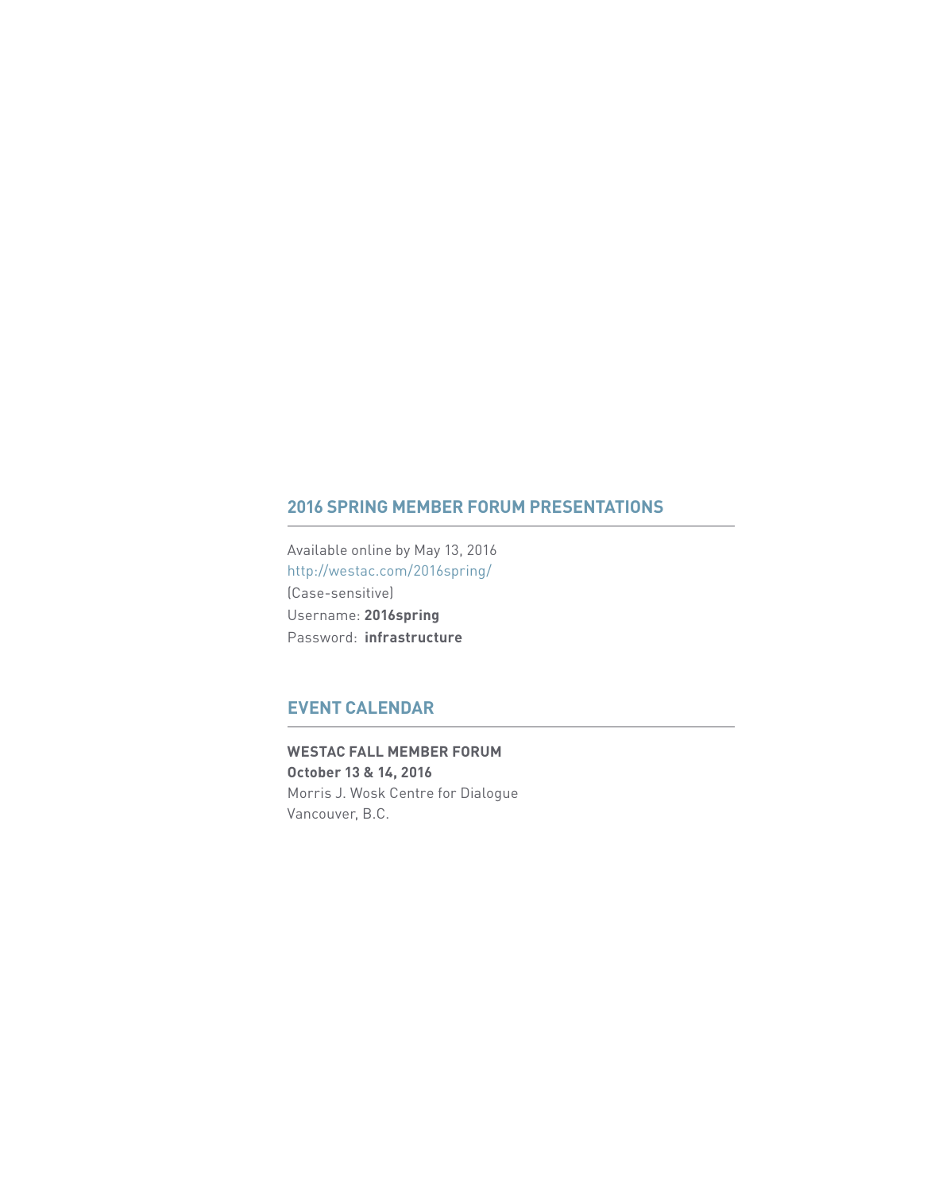## 2016 SPRING MEMBER FORUM PRESENTATIONS

Available online by May 13, 2016
http://westac.com/2016spring/
(Case-sensitive)
Username: **2016spring**
Password: **infrastructure**

## EVENT CALENDAR

**WESTAC FALL MEMBER FORUM**
**October 13 & 14, 2016**
Morris J. Wosk Centre for Dialogue
Vancouver, B.C.